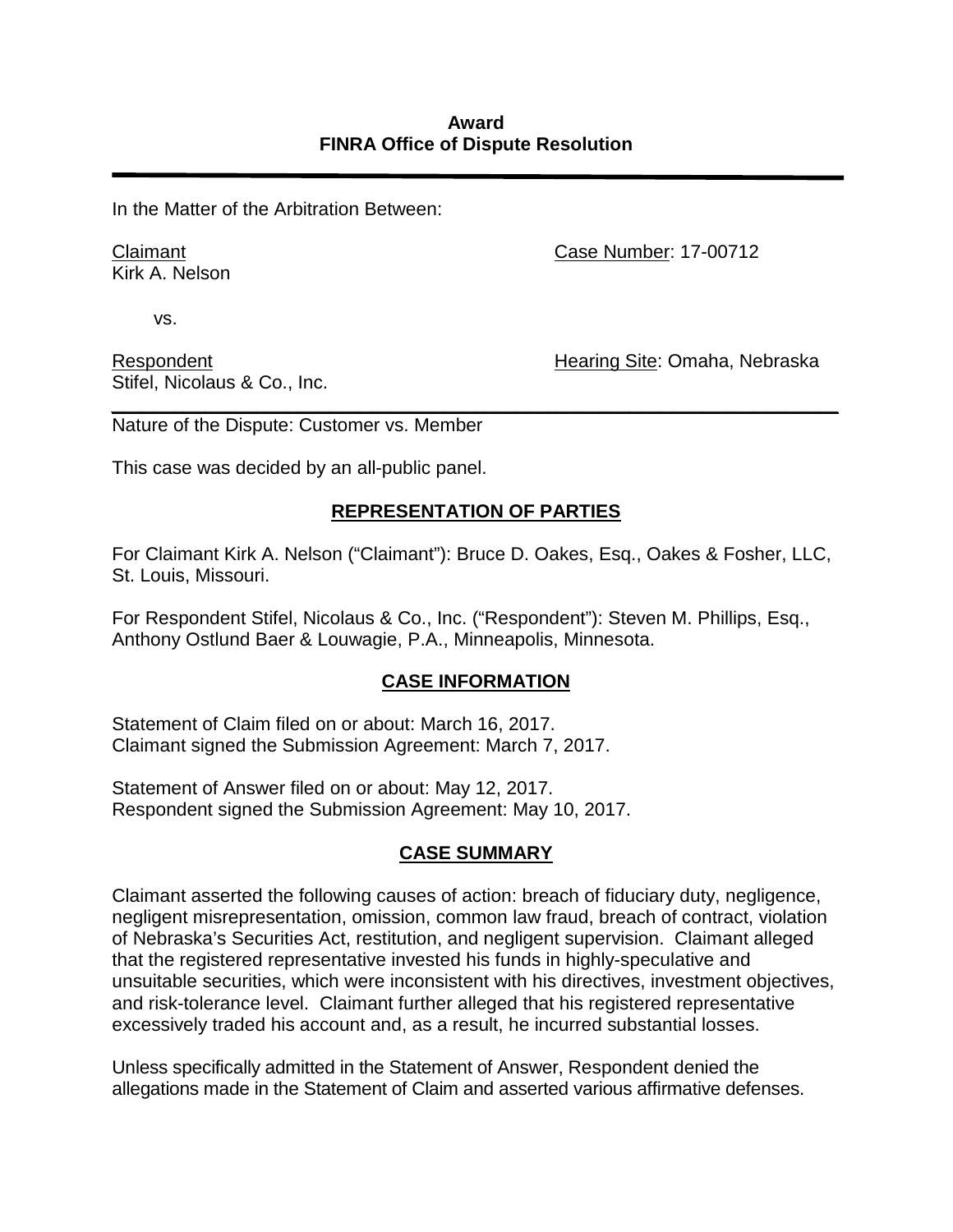**Award**
**FINRA Office of Dispute Resolution**

---

In the Matter of the Arbitration Between:

Claimant
Kirk A. Nelson

Case Number: 17-00712

vs.

Respondent
Stifel, Nicolaus & Co., Inc.

Hearing Site: Omaha, Nebraska

---

Nature of the Dispute: Customer vs. Member

This case was decided by an all-public panel.

## REPRESENTATION OF PARTIES

For Claimant Kirk A. Nelson ("Claimant"): Bruce D. Oakes, Esq., Oakes & Fosher, LLC, St. Louis, Missouri.

For Respondent Stifel, Nicolaus & Co., Inc. ("Respondent"): Steven M. Phillips, Esq., Anthony Ostlund Baer & Louwagie, P.A., Minneapolis, Minnesota.

## CASE INFORMATION

Statement of Claim filed on or about: March 16, 2017.
Claimant signed the Submission Agreement: March 7, 2017.

Statement of Answer filed on or about: May 12, 2017.
Respondent signed the Submission Agreement: May 10, 2017.

## CASE SUMMARY

Claimant asserted the following causes of action: breach of fiduciary duty, negligence, negligent misrepresentation, omission, common law fraud, breach of contract, violation of Nebraska's Securities Act, restitution, and negligent supervision. Claimant alleged that the registered representative invested his funds in highly-speculative and unsuitable securities, which were inconsistent with his directives, investment objectives, and risk-tolerance level. Claimant further alleged that his registered representative excessively traded his account and, as a result, he incurred substantial losses.

Unless specifically admitted in the Statement of Answer, Respondent denied the allegations made in the Statement of Claim and asserted various affirmative defenses.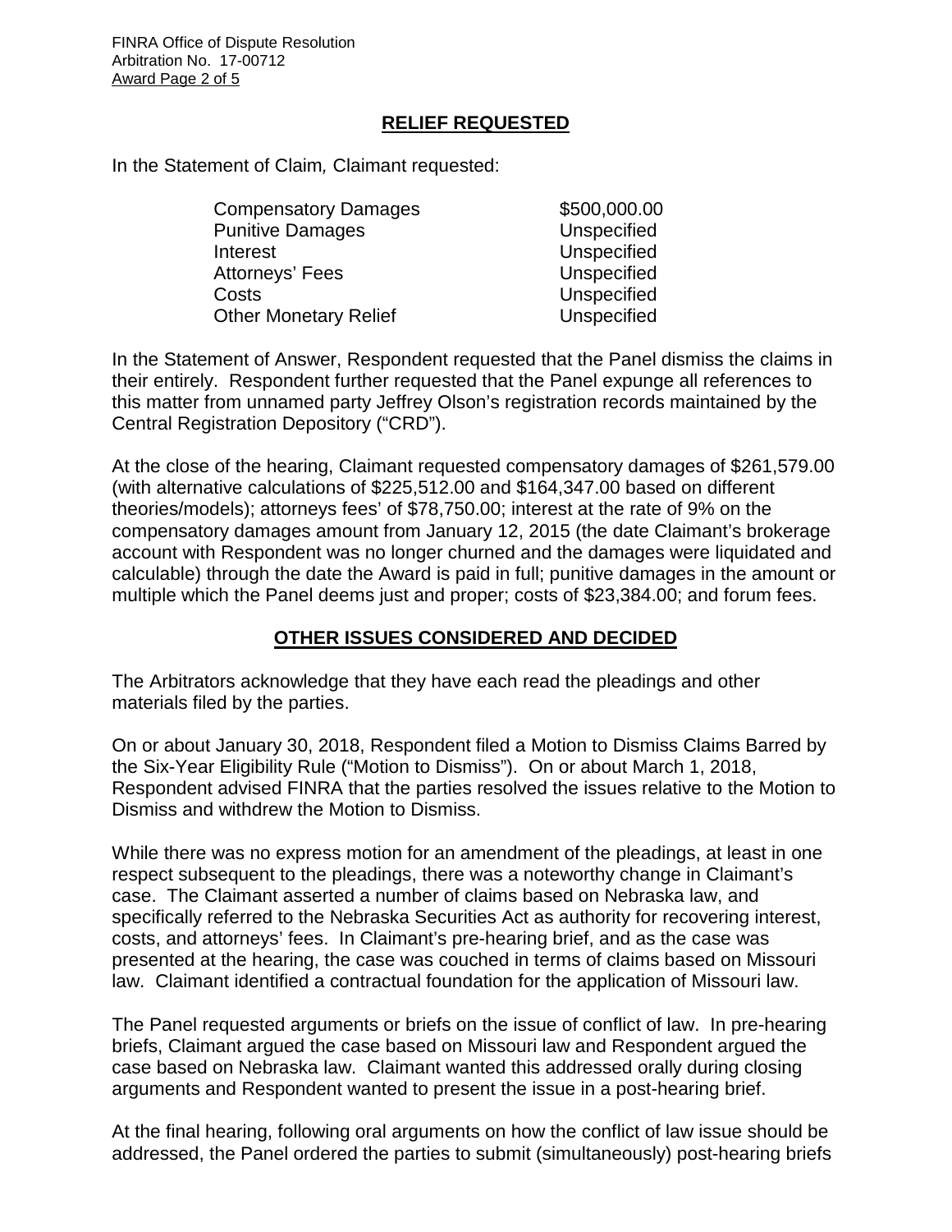## RELIEF REQUESTED

In the Statement of Claim, Claimant requested:

| | |
|---|---|
| Compensatory Damages | $500,000.00 |
| Punitive Damages | Unspecified |
| Interest | Unspecified |
| Attorneys' Fees | Unspecified |
| Costs | Unspecified |
| Other Monetary Relief | Unspecified |

In the Statement of Answer, Respondent requested that the Panel dismiss the claims in their entirely. Respondent further requested that the Panel expunge all references to this matter from unnamed party Jeffrey Olson's registration records maintained by the Central Registration Depository ("CRD").

At the close of the hearing, Claimant requested compensatory damages of $261,579.00 (with alternative calculations of $225,512.00 and $164,347.00 based on different theories/models); attorneys fees' of $78,750.00; interest at the rate of 9% on the compensatory damages amount from January 12, 2015 (the date Claimant's brokerage account with Respondent was no longer churned and the damages were liquidated and calculable) through the date the Award is paid in full; punitive damages in the amount or multiple which the Panel deems just and proper; costs of $23,384.00; and forum fees.

## OTHER ISSUES CONSIDERED AND DECIDED

The Arbitrators acknowledge that they have each read the pleadings and other materials filed by the parties.

On or about January 30, 2018, Respondent filed a Motion to Dismiss Claims Barred by the Six-Year Eligibility Rule ("Motion to Dismiss"). On or about March 1, 2018, Respondent advised FINRA that the parties resolved the issues relative to the Motion to Dismiss and withdrew the Motion to Dismiss.

While there was no express motion for an amendment of the pleadings, at least in one respect subsequent to the pleadings, there was a noteworthy change in Claimant's case. The Claimant asserted a number of claims based on Nebraska law, and specifically referred to the Nebraska Securities Act as authority for recovering interest, costs, and attorneys' fees. In Claimant's pre-hearing brief, and as the case was presented at the hearing, the case was couched in terms of claims based on Missouri law. Claimant identified a contractual foundation for the application of Missouri law.

The Panel requested arguments or briefs on the issue of conflict of law. In pre-hearing briefs, Claimant argued the case based on Missouri law and Respondent argued the case based on Nebraska law. Claimant wanted this addressed orally during closing arguments and Respondent wanted to present the issue in a post-hearing brief.

At the final hearing, following oral arguments on how the conflict of law issue should be addressed, the Panel ordered the parties to submit (simultaneously) post-hearing briefs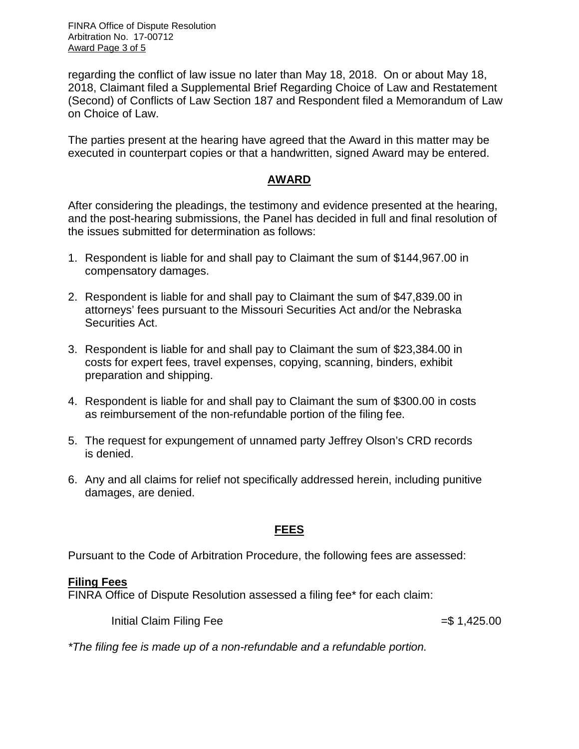regarding the conflict of law issue no later than May 18, 2018. On or about May 18, 2018, Claimant filed a Supplemental Brief Regarding Choice of Law and Restatement (Second) of Conflicts of Law Section 187 and Respondent filed a Memorandum of Law on Choice of Law.

The parties present at the hearing have agreed that the Award in this matter may be executed in counterpart copies or that a handwritten, signed Award may be entered.

## AWARD

After considering the pleadings, the testimony and evidence presented at the hearing, and the post-hearing submissions, the Panel has decided in full and final resolution of the issues submitted for determination as follows:

1. Respondent is liable for and shall pay to Claimant the sum of $144,967.00 in compensatory damages.

2. Respondent is liable for and shall pay to Claimant the sum of $47,839.00 in attorneys' fees pursuant to the Missouri Securities Act and/or the Nebraska Securities Act.

3. Respondent is liable for and shall pay to Claimant the sum of $23,384.00 in costs for expert fees, travel expenses, copying, scanning, binders, exhibit preparation and shipping.

4. Respondent is liable for and shall pay to Claimant the sum of $300.00 in costs as reimbursement of the non-refundable portion of the filing fee.

5. The request for expungement of unnamed party Jeffrey Olson's CRD records is denied.

6. Any and all claims for relief not specifically addressed herein, including punitive damages, are denied.

## FEES

Pursuant to the Code of Arbitration Procedure, the following fees are assessed:

**Filing Fees**

FINRA Office of Dispute Resolution assessed a filing fee* for each claim:

| | |
|---|---|
| Initial Claim Filing Fee | =$ 1,425.00 |

*\*The filing fee is made up of a non-refundable and a refundable portion.*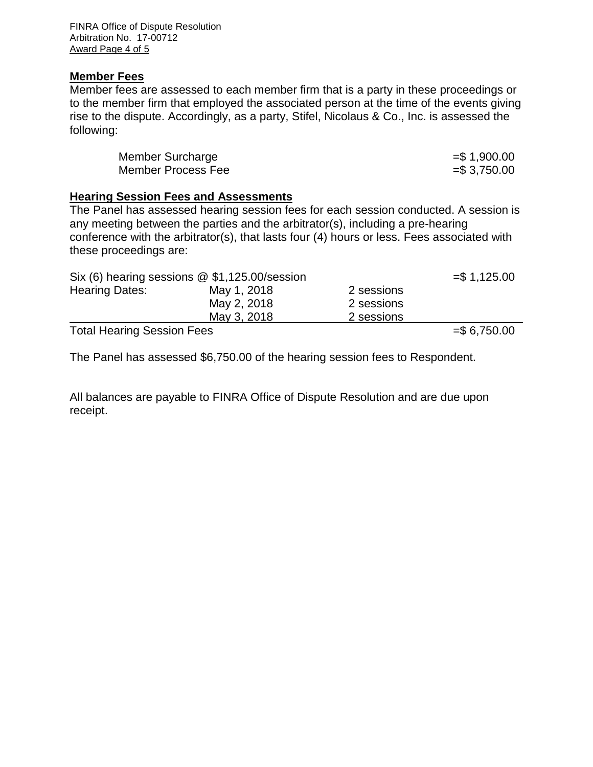**Member Fees**

Member fees are assessed to each member firm that is a party in these proceedings or to the member firm that employed the associated person at the time of the events giving rise to the dispute. Accordingly, as a party, Stifel, Nicolaus & Co., Inc. is assessed the following:

| | |
|---|---|
| Member Surcharge | =$ 1,900.00 |
| Member Process Fee | =$ 3,750.00 |

**Hearing Session Fees and Assessments**

The Panel has assessed hearing session fees for each session conducted. A session is any meeting between the parties and the arbitrator(s), including a pre-hearing conference with the arbitrator(s), that lasts four (4) hours or less. Fees associated with these proceedings are:

| Six (6) hearing sessions @ $1,125.00/session | | | =$ 1,125.00 |
|---|---|---|---|
| Hearing Dates: | May 1, 2018 | 2 sessions | |
| | May 2, 2018 | 2 sessions | |
| | May 3, 2018 | 2 sessions | |
| Total Hearing Session Fees | | | =$ 6,750.00 |

The Panel has assessed $6,750.00 of the hearing session fees to Respondent.

All balances are payable to FINRA Office of Dispute Resolution and are due upon receipt.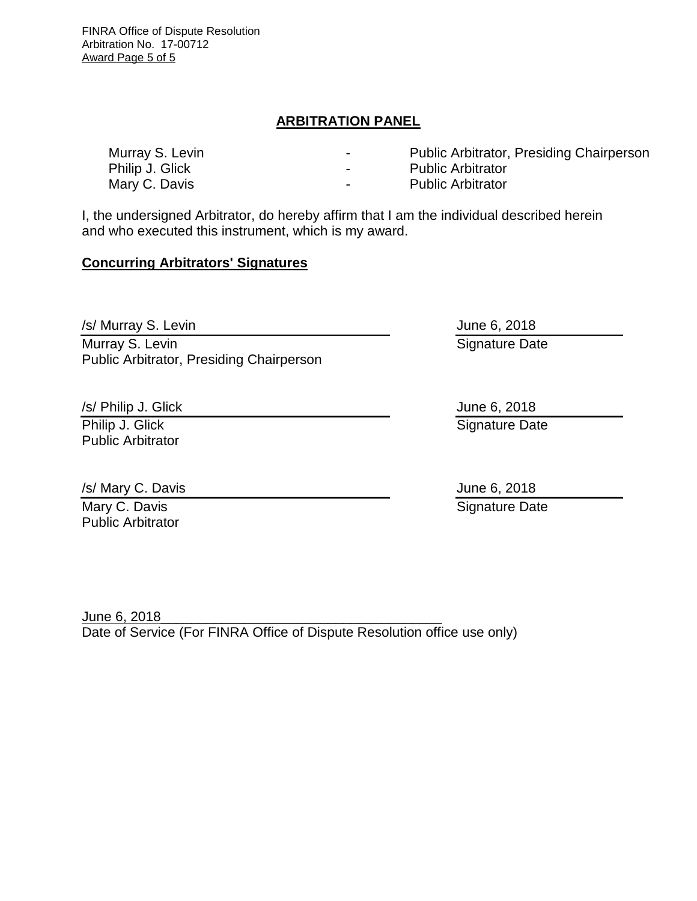## ARBITRATION PANEL

| | | |
|---|---|---|
| Murray S. Levin | - | Public Arbitrator, Presiding Chairperson |
| Philip J. Glick | - | Public Arbitrator |
| Mary C. Davis | - | Public Arbitrator |

I, the undersigned Arbitrator, do hereby affirm that I am the individual described herein and who executed this instrument, which is my award.

**Concurring Arbitrators' Signatures**

| | |
|---|---|
| /s/ Murray S. Levin | June 6, 2018 |
| Murray S. Levin<br>Public Arbitrator, Presiding Chairperson | Signature Date |
| /s/ Philip J. Glick | June 6, 2018 |
| Philip J. Glick<br>Public Arbitrator | Signature Date |
| /s/ Mary C. Davis | June 6, 2018 |
| Mary C. Davis<br>Public Arbitrator | Signature Date |

June 6, 2018
Date of Service (For FINRA Office of Dispute Resolution office use only)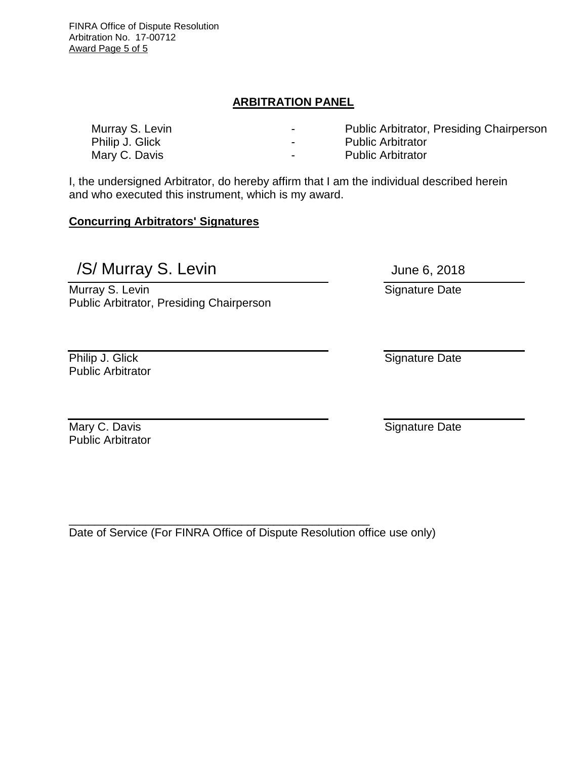## ARBITRATION PANEL

| | | |
|---|---|---|
| Murray S. Levin | - | Public Arbitrator, Presiding Chairperson |
| Philip J. Glick | - | Public Arbitrator |
| Mary C. Davis | - | Public Arbitrator |

I, the undersigned Arbitrator, do hereby affirm that I am the individual described herein and who executed this instrument, which is my award.

**Concurring Arbitrators' Signatures**

/S/ Murray S. Levin — June 6, 2018

Murray S. Levin
Public Arbitrator, Presiding Chairperson — Signature Date

Philip J. Glick
Public Arbitrator — Signature Date

Mary C. Davis
Public Arbitrator — Signature Date

\_\_\_\_\_\_\_\_\_\_\_\_\_\_\_\_\_\_\_\_\_\_\_\_\_\_\_\_\_\_\_\_\_\_\_\_\_\_\_\_

Date of Service (For FINRA Office of Dispute Resolution office use only)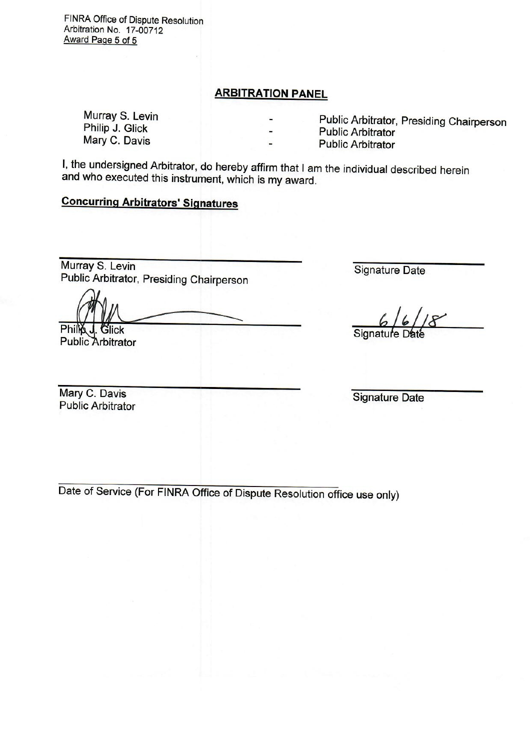## ARBITRATION PANEL

| | | |
|---|---|---|
| Murray S. Levin | - | Public Arbitrator, Presiding Chairperson |
| Philip J. Glick | - | Public Arbitrator |
| Mary C. Davis | - | Public Arbitrator |

I, the undersigned Arbitrator, do hereby affirm that I am the individual described herein and who executed this instrument, which is my award.

**Concurring Arbitrators' Signatures**

_______________________________
Murray S. Levin
Public Arbitrator, Presiding Chairperson

_______________
Signature Date

_______________________________
Philip J. Glick
Public Arbitrator

6/6/18
Signature Date

_______________________________
Mary C. Davis
Public Arbitrator

_______________
Signature Date

_______________________________
Date of Service (For FINRA Office of Dispute Resolution office use only)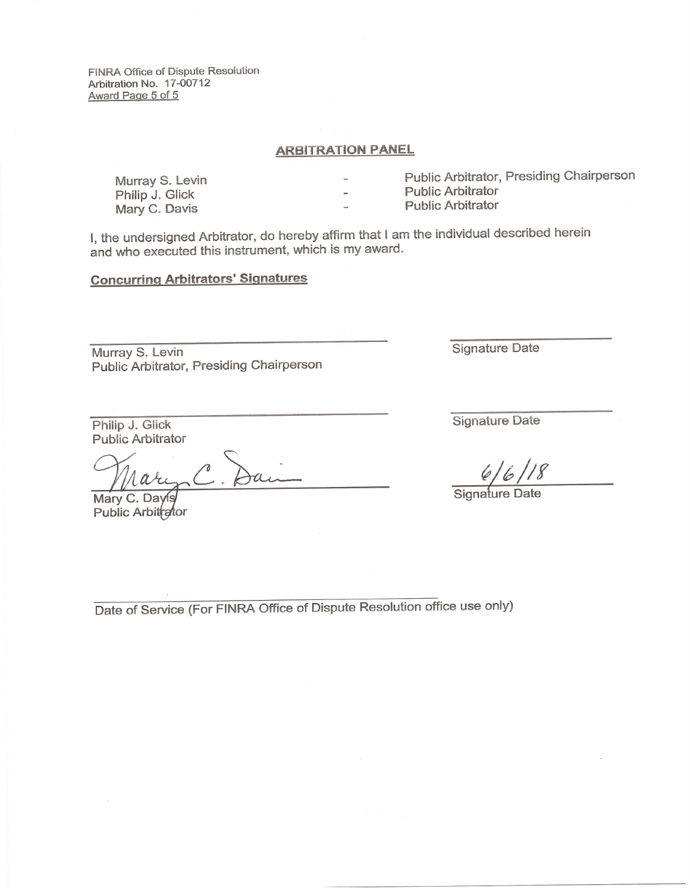FINRA Office of Dispute Resolution
Arbitration No. 17-00712

## ARBITRATION PANEL

| | | |
|---|---|---|
| Murray S. Levin | - | Public Arbitrator, Presiding Chairperson |
| Philip J. Glick | - | Public Arbitrator |
| Mary C. Davis | - | Public Arbitrator |

I, the undersigned Arbitrator, do hereby affirm that I am the individual described herein and who executed this instrument, which is my award.

**Concurring Arbitrators' Signatures**

\_\_\_\_\_\_\_\_\_\_\_\_\_\_\_\_\_\_\_\_\_\_\_\_\_\_\_\_\_\_ \_\_\_\_\_\_\_\_\_\_\_\_\_\_\_\_\_\_
Murray S. Levin — Signature Date
Public Arbitrator, Presiding Chairperson

\_\_\_\_\_\_\_\_\_\_\_\_\_\_\_\_\_\_\_\_\_\_\_\_\_\_\_\_\_\_ \_\_\_\_\_\_\_\_\_\_\_\_\_\_\_\_\_\_
Philip J. Glick — Signature Date
Public Arbitrator

Mary C. Davis — 6/6/18
Mary C. Davis — Signature Date
Public Arbitrator

\_\_\_\_\_\_\_\_\_\_\_\_\_\_\_\_\_\_\_\_\_\_\_\_\_\_\_\_\_\_
Date of Service (For FINRA Office of Dispute Resolution office use only)